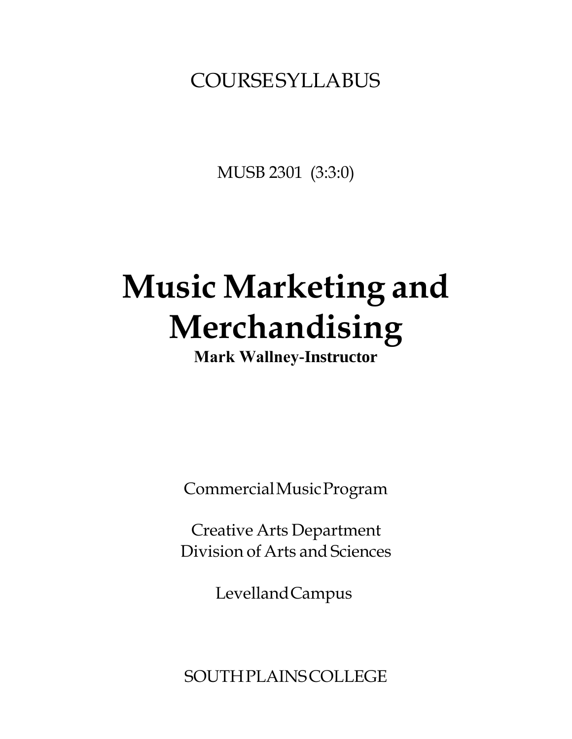COURSE SYLLABUS

MUSB 2301 (3:3:0)

# Music Marketing and Merchandising

**Mark Wallney-Instructor**

Commercial Music Program

Creative Arts Department
Division of Arts and Sciences

Levelland Campus

SOUTH PLAINS COLLEGE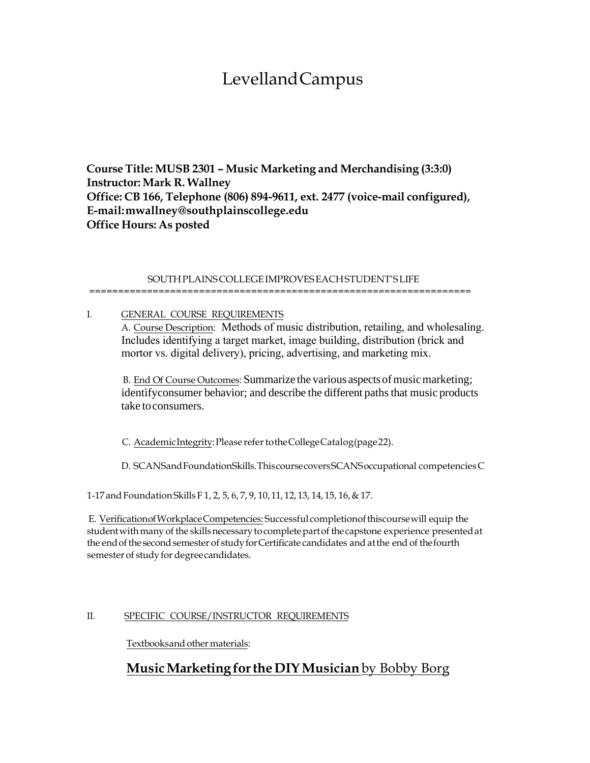# Levelland Campus

**Course Title: MUSB 2301 – Music Marketing and Merchandising (3:3:0)**
**Instructor: Mark R. Wallney**
**Office: CB 166, Telephone (806) 894-9611, ext. 2477 (voice-mail configured),**
**E-mail: mwallney@southplainscollege.edu**
**Office Hours: As posted**

SOUTH PLAINS COLLEGE IMPROVES EACH STUDENT'S LIFE

==================================================================

I. GENERAL COURSE REQUIREMENTS

A. Course Description: Methods of music distribution, retailing, and wholesaling. Includes identifying a target market, image building, distribution (brick and mortor vs. digital delivery), pricing, advertising, and marketing mix.

B. End Of Course Outcomes: Summarize the various aspects of music marketing; identify consumer behavior; and describe the different paths that music products take to consumers.

C. Academic Integrity: Please refer to the College Catalog (page 22).

D. SCANS and Foundation Skills. This course covers SCANS occupational competencies C 1-17 and Foundation Skills F 1, 2, 5, 6, 7, 9, 10, 11, 12, 13, 14, 15, 16, & 17.

E. Verification of Workplace Competencies: Successful completion of this course will equip the student with many of the skills necessary to complete part of the capstone experience presented at the end of the second semester of study for Certificate candidates and at the end of the fourth semester of study for degree candidates.

II. SPECIFIC COURSE/INSTRUCTOR REQUIREMENTS

Textbooks and other materials:

**Music Marketing for the DIY Musician** by Bobby Borg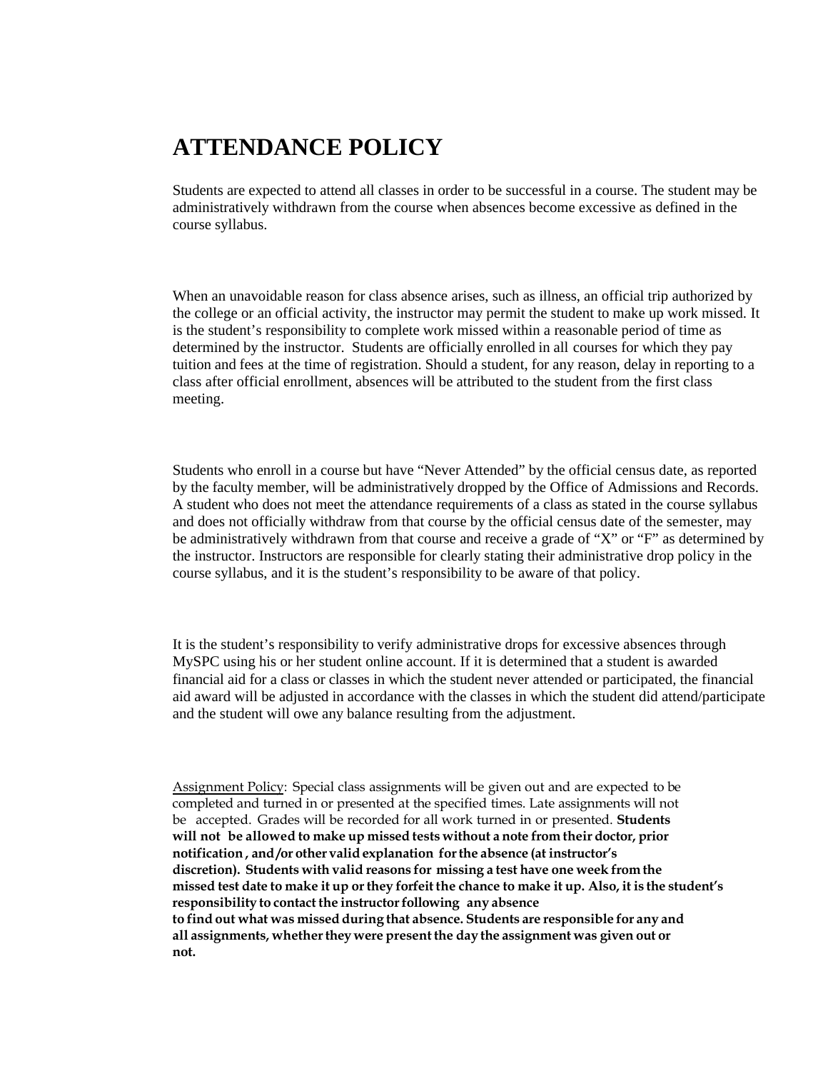# ATTENDANCE POLICY

Students are expected to attend all classes in order to be successful in a course. The student may be administratively withdrawn from the course when absences become excessive as defined in the course syllabus.

When an unavoidable reason for class absence arises, such as illness, an official trip authorized by the college or an official activity, the instructor may permit the student to make up work missed. It is the student's responsibility to complete work missed within a reasonable period of time as determined by the instructor. Students are officially enrolled in all courses for which they pay tuition and fees at the time of registration. Should a student, for any reason, delay in reporting to a class after official enrollment, absences will be attributed to the student from the first class meeting.

Students who enroll in a course but have "Never Attended" by the official census date, as reported by the faculty member, will be administratively dropped by the Office of Admissions and Records. A student who does not meet the attendance requirements of a class as stated in the course syllabus and does not officially withdraw from that course by the official census date of the semester, may be administratively withdrawn from that course and receive a grade of "X" or "F" as determined by the instructor. Instructors are responsible for clearly stating their administrative drop policy in the course syllabus, and it is the student's responsibility to be aware of that policy.

It is the student's responsibility to verify administrative drops for excessive absences through MySPC using his or her student online account. If it is determined that a student is awarded financial aid for a class or classes in which the student never attended or participated, the financial aid award will be adjusted in accordance with the classes in which the student did attend/participate and the student will owe any balance resulting from the adjustment.

Assignment Policy: Special class assignments will be given out and are expected to be completed and turned in or presented at the specified times. Late assignments will not be accepted. Grades will be recorded for all work turned in or presented. **Students will not be allowed to make up missed tests without a note from their doctor, prior notification , and/or other valid explanation for the absence (at instructor's discretion). Students with valid reasons for missing a test have one week from the missed test date to make it up or they forfeit the chance to make it up. Also, it is the student's responsibility to contact the instructor following any absence to find out what was missed during that absence. Students are responsible for any and all assignments, whether they were present the day the assignment was given out or not.**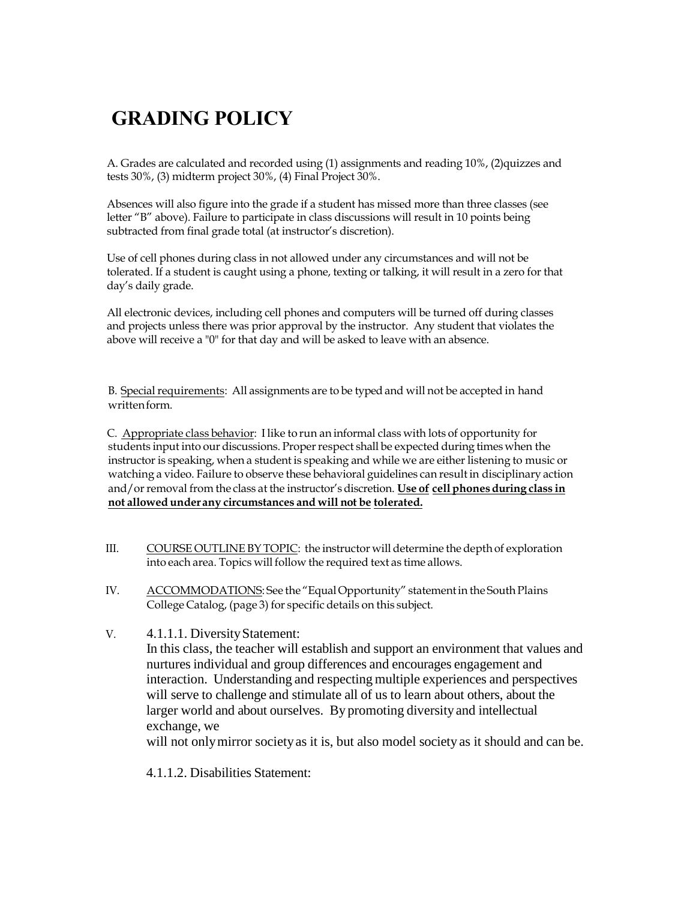# GRADING POLICY

A. Grades are calculated and recorded using (1) assignments and reading 10%, (2)quizzes and tests 30%, (3) midterm project 30%, (4) Final Project 30%.

Absences will also figure into the grade if a student has missed more than three classes (see letter "B" above). Failure to participate in class discussions will result in 10 points being subtracted from final grade total (at instructor's discretion).

Use of cell phones during class in not allowed under any circumstances and will not be tolerated. If a student is caught using a phone, texting or talking, it will result in a zero for that day's daily grade.

All electronic devices, including cell phones and computers will be turned off during classes and projects unless there was prior approval by the instructor. Any student that violates the above will receive a "0" for that day and will be asked to leave with an absence.

B. Special requirements: All assignments are to be typed and will not be accepted in hand written form.

C. Appropriate class behavior: I like to run an informal class with lots of opportunity for students input into our discussions. Proper respect shall be expected during times when the instructor is speaking, when a student is speaking and while we are either listening to music or watching a video. Failure to observe these behavioral guidelines can result in disciplinary action and/or removal from the class at the instructor's discretion. **Use of cell phones during class in not allowed under any circumstances and will not be tolerated.**

III. COURSE OUTLINE BY TOPIC: the instructor will determine the depth of exploration into each area. Topics will follow the required text as time allows.

IV. ACCOMMODATIONS: See the "Equal Opportunity" statement in the South Plains College Catalog, (page 3) for specific details on this subject.

V. 4.1.1.1. Diversity Statement:

In this class, the teacher will establish and support an environment that values and nurtures individual and group differences and encourages engagement and interaction. Understanding and respecting multiple experiences and perspectives will serve to challenge and stimulate all of us to learn about others, about the larger world and about ourselves. By promoting diversity and intellectual exchange, we will not only mirror society as it is, but also model society as it should and can be.

4.1.1.2. Disabilities Statement: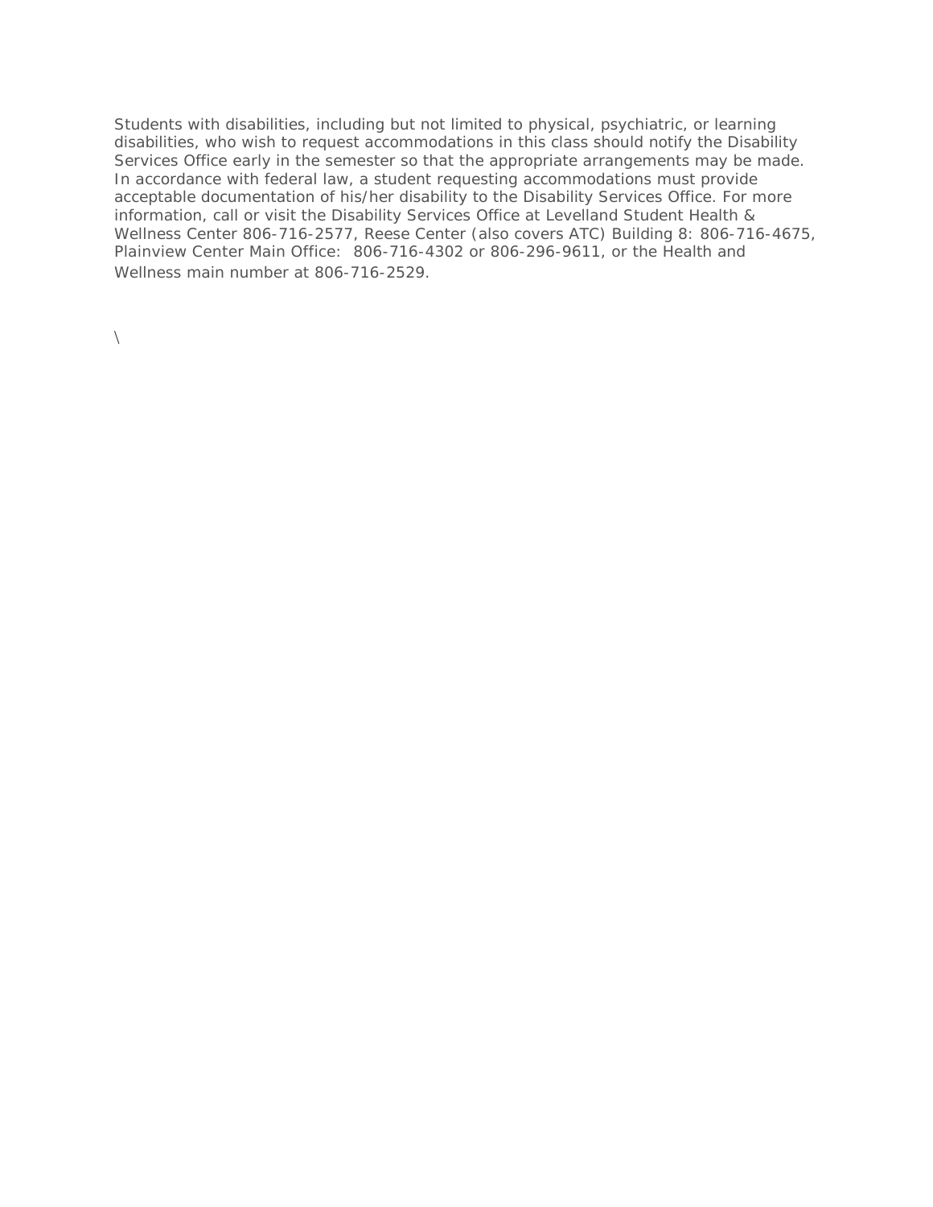Students with disabilities, including but not limited to physical, psychiatric, or learning disabilities, who wish to request accommodations in this class should notify the Disability Services Office early in the semester so that the appropriate arrangements may be made. In accordance with federal law, a student requesting accommodations must provide acceptable documentation of his/her disability to the Disability Services Office. For more information, call or visit the Disability Services Office at Levelland Student Health & Wellness Center 806-716-2577, Reese Center (also covers ATC) Building 8: 806-716-4675, Plainview Center Main Office: 806-716-4302 or 806-296-9611, or the Health and Wellness main number at 806-716-2529.

\